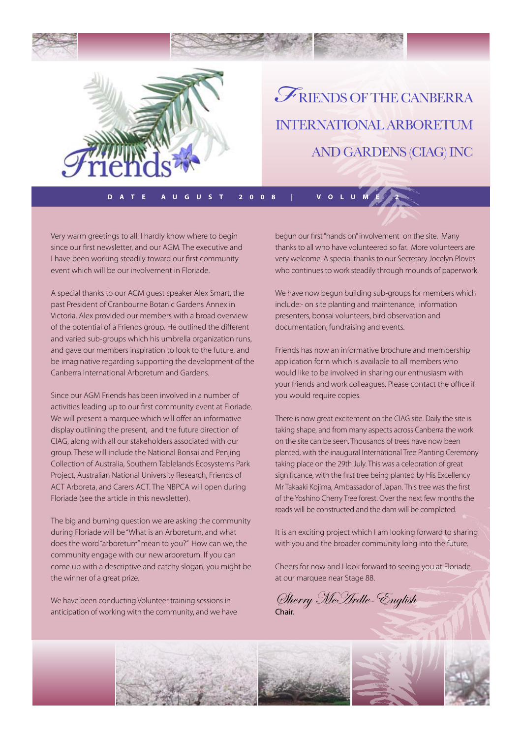# Friends of the Canberra International Arboretum and Gardens (CIAG) Inc

**DATE AUGUST 2008 | VOLUME 2**

Very warm greetings to all. I hardly know where to begin since our first newsletter, and our AGM. The executive and I have been working steadily toward our first community event which will be our involvement in Floriade.

A special thanks to our AGM guest speaker Alex Smart, the past President of Cranbourne Botanic Gardens Annex in Victoria. Alex provided our members with a broad overview of the potential of a Friends group. He outlined the different and varied sub-groups which his umbrella organization runs, and gave our members inspiration to look to the future, and be imaginative regarding supporting the development of the Canberra International Arboretum and Gardens.

Since our AGM Friends has been involved in a number of activities leading up to our first community event at Floriade. We will present a marquee which will offer an informative display outlining the present, and the future direction of CIAG, along with all our stakeholders associated with our group. These will include the National Bonsai and Penjing Collection of Australia, Southern Tablelands Ecosystems Park Project, Australian National University Research, Friends of ACT Arboreta, and Carers ACT. The NBPCA will open during Floriade (see the article in this newsletter).

The big and burning question we are asking the community during Floriade will be "What is an Arboretum, and what does the word "arboretum" mean to you?" How can we, the community engage with our new arboretum. If you can come up with a descriptive and catchy slogan, you might be the winner of a great prize.

We have been conducting Volunteer training sessions in anticipation of working with the community, and we have begun our first "hands on" involvement on the site. Many thanks to all who have volunteered so far. More volunteers are very welcome. A special thanks to our Secretary Jocelyn Plovits who continues to work steadily through mounds of paperwork.

We have now begun building sub-groups for members which include:- on site planting and maintenance, information presenters, bonsai volunteers, bird observation and documentation, fundraising and events.

Friends has now an informative brochure and membership application form which is available to all members who would like to be involved in sharing our enthusiasm with your friends and work colleagues. Please contact the office if you would require copies.

There is now great excitement on the CIAG site. Daily the site is taking shape, and from many aspects across Canberra the work on the site can be seen. Thousands of trees have now been planted, with the inaugural International Tree Planting Ceremony taking place on the 29th July. This was a celebration of great significance, with the first tree being planted by His Excellency Mr Takaaki Kojima, Ambassador of Japan. This tree was the first of the Yoshino Cherry Tree forest. Over the next few months the roads will be constructed and the dam will be completed.

It is an exciting project which I am looking forward to sharing with you and the broader community long into the future.

Cheers for now and I look forward to seeing you at Floriade at our marquee near Stage 88.

*Sherry McArdle-English*
Chair.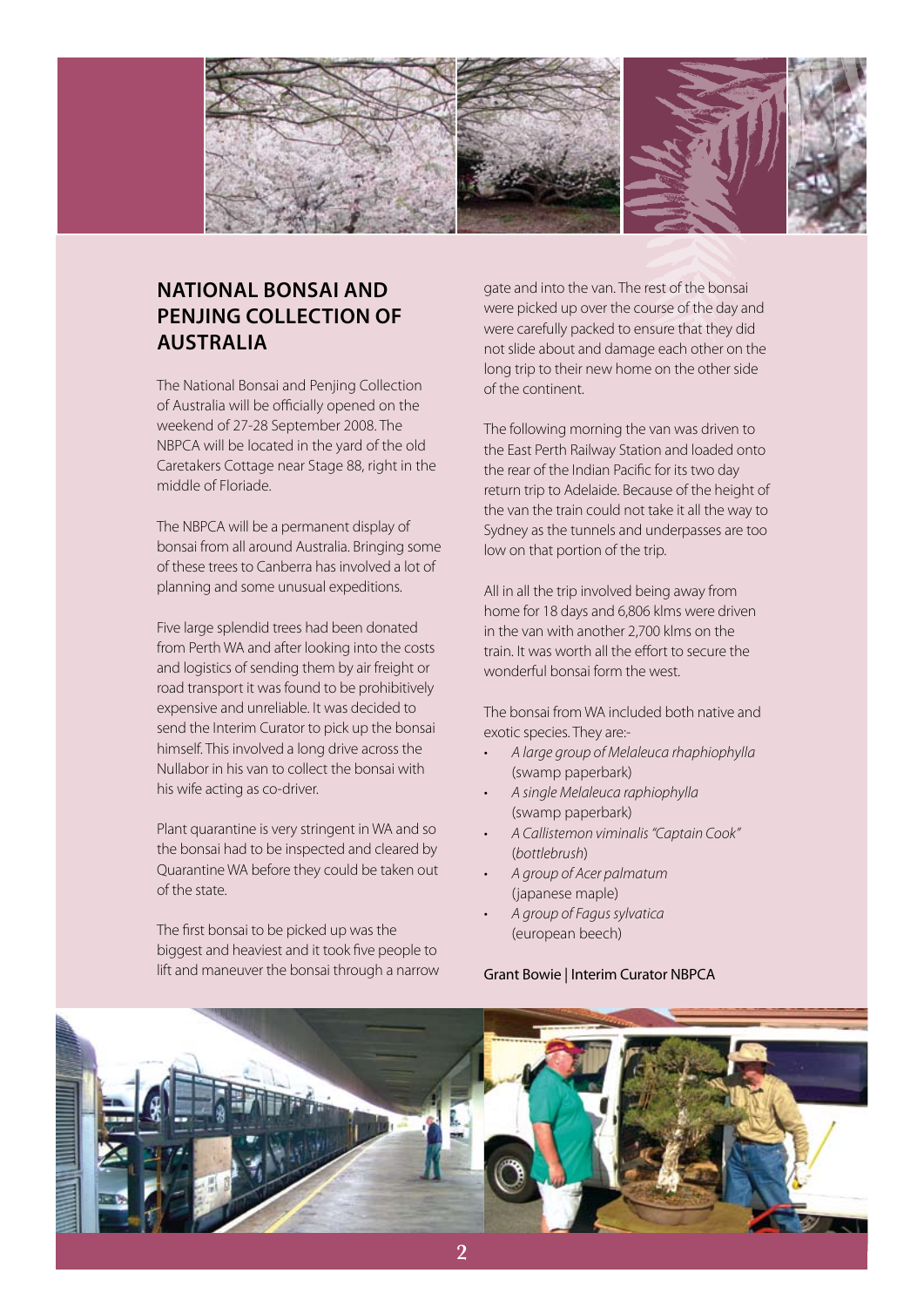## NATIONAL BONSAI AND PENJING COLLECTION OF AUSTRALIA

The National Bonsai and Penjing Collection of Australia will be officially opened on the weekend of 27-28 September 2008. The NBPCA will be located in the yard of the old Caretakers Cottage near Stage 88, right in the middle of Floriade.

The NBPCA will be a permanent display of bonsai from all around Australia. Bringing some of these trees to Canberra has involved a lot of planning and some unusual expeditions.

Five large splendid trees had been donated from Perth WA and after looking into the costs and logistics of sending them by air freight or road transport it was found to be prohibitively expensive and unreliable. It was decided to send the Interim Curator to pick up the bonsai himself. This involved a long drive across the Nullabor in his van to collect the bonsai with his wife acting as co-driver.

Plant quarantine is very stringent in WA and so the bonsai had to be inspected and cleared by Quarantine WA before they could be taken out of the state.

The first bonsai to be picked up was the biggest and heaviest and it took five people to lift and maneuver the bonsai through a narrow gate and into the van. The rest of the bonsai were picked up over the course of the day and were carefully packed to ensure that they did not slide about and damage each other on the long trip to their new home on the other side of the continent.

The following morning the van was driven to the East Perth Railway Station and loaded onto the rear of the Indian Pacific for its two day return trip to Adelaide. Because of the height of the van the train could not take it all the way to Sydney as the tunnels and underpasses are too low on that portion of the trip.

All in all the trip involved being away from home for 18 days and 6,806 klms were driven in the van with another 2,700 klms on the train. It was worth all the effort to secure the wonderful bonsai form the west.

The bonsai from WA included both native and exotic species. They are:-

- *A large group of Melaleuca rhaphiophylla* (swamp paperbark)
- *A single Melaleuca raphiophylla* (swamp paperbark)
- *A Callistemon viminalis "Captain Cook"* (*bottlebrush*)
- *A group of Acer palmatum* (japanese maple)
- *A group of Fagus sylvatica* (european beech)

Grant Bowie | Interim Curator NBPCA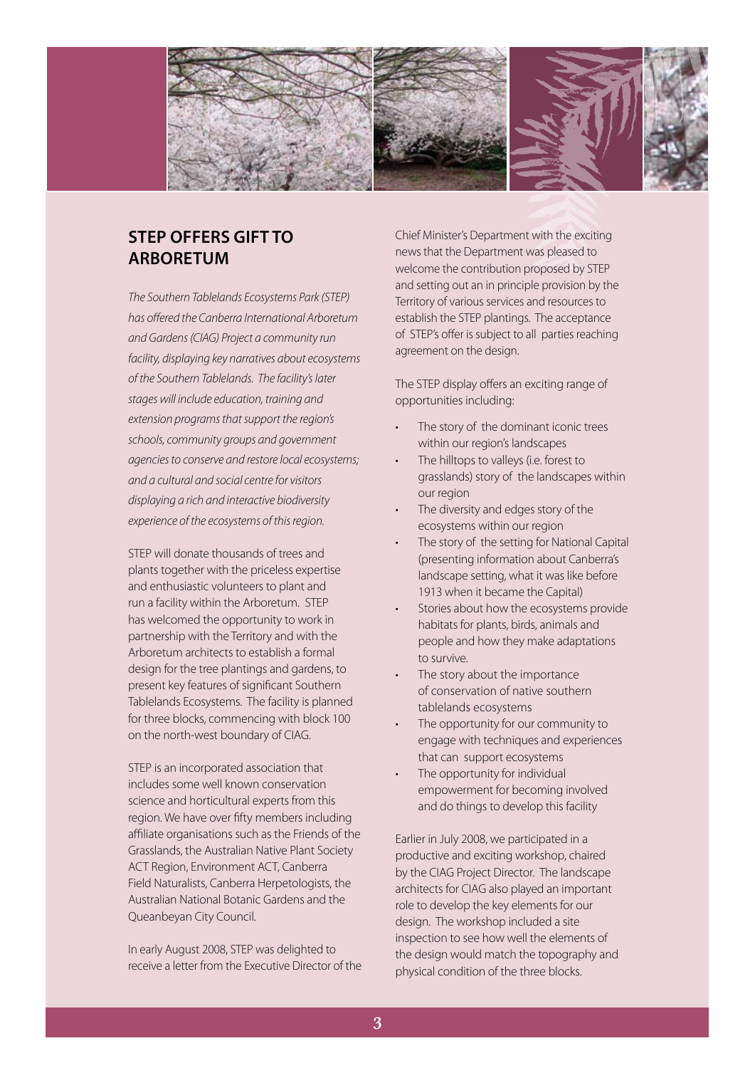## STEP OFFERS GIFT TO ARBORETUM

*The Southern Tablelands Ecosystems Park (STEP) has offered the Canberra International Arboretum and Gardens (CIAG) Project a community run facility, displaying key narratives about ecosystems of the Southern Tablelands. The facility's later stages will include education, training and extension programs that support the region's schools, community groups and government agencies to conserve and restore local ecosystems; and a cultural and social centre for visitors displaying a rich and interactive biodiversity experience of the ecosystems of this region.*

STEP will donate thousands of trees and plants together with the priceless expertise and enthusiastic volunteers to plant and run a facility within the Arboretum. STEP has welcomed the opportunity to work in partnership with the Territory and with the Arboretum architects to establish a formal design for the tree plantings and gardens, to present key features of significant Southern Tablelands Ecosystems. The facility is planned for three blocks, commencing with block 100 on the north-west boundary of CIAG.

STEP is an incorporated association that includes some well known conservation science and horticultural experts from this region. We have over fifty members including affiliate organisations such as the Friends of the Grasslands, the Australian Native Plant Society ACT Region, Environment ACT, Canberra Field Naturalists, Canberra Herpetologists, the Australian National Botanic Gardens and the Queanbeyan City Council.

In early August 2008, STEP was delighted to receive a letter from the Executive Director of the Chief Minister's Department with the exciting news that the Department was pleased to welcome the contribution proposed by STEP and setting out an in principle provision by the Territory of various services and resources to establish the STEP plantings. The acceptance of STEP's offer is subject to all parties reaching agreement on the design.

The STEP display offers an exciting range of opportunities including:

- The story of the dominant iconic trees within our region's landscapes
- The hilltops to valleys (i.e. forest to grasslands) story of the landscapes within our region
- The diversity and edges story of the ecosystems within our region
- The story of the setting for National Capital (presenting information about Canberra's landscape setting, what it was like before 1913 when it became the Capital)
- Stories about how the ecosystems provide habitats for plants, birds, animals and people and how they make adaptations to survive.
- The story about the importance of conservation of native southern tablelands ecosystems
- The opportunity for our community to engage with techniques and experiences that can support ecosystems
- The opportunity for individual empowerment for becoming involved and do things to develop this facility

Earlier in July 2008, we participated in a productive and exciting workshop, chaired by the CIAG Project Director. The landscape architects for CIAG also played an important role to develop the key elements for our design. The workshop included a site inspection to see how well the elements of the design would match the topography and physical condition of the three blocks.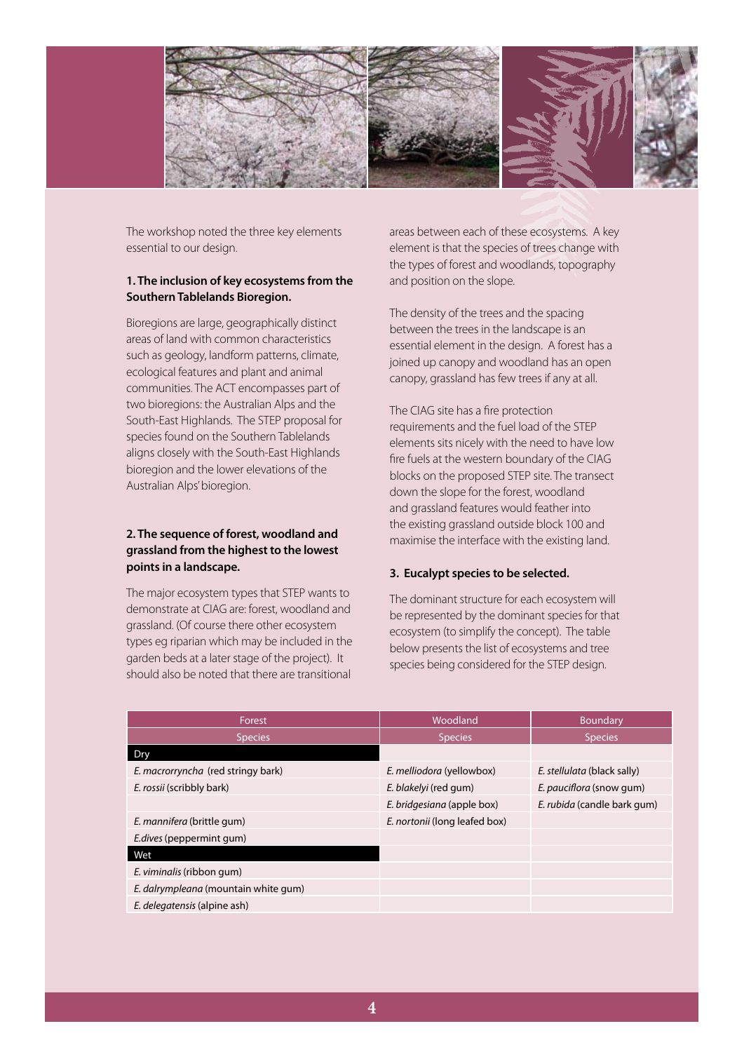The workshop noted the three key elements essential to our design.

**1. The inclusion of key ecosystems from the Southern Tablelands Bioregion.**

Bioregions are large, geographically distinct areas of land with common characteristics such as geology, landform patterns, climate, ecological features and plant and animal communities. The ACT encompasses part of two bioregions: the Australian Alps and the South-East Highlands. The STEP proposal for species found on the Southern Tablelands aligns closely with the South-East Highlands bioregion and the lower elevations of the Australian Alps' bioregion.

**2. The sequence of forest, woodland and grassland from the highest to the lowest points in a landscape.**

The major ecosystem types that STEP wants to demonstrate at CIAG are: forest, woodland and grassland. (Of course there other ecosystem types eg riparian which may be included in the garden beds at a later stage of the project). It should also be noted that there are transitional areas between each of these ecosystems. A key element is that the species of trees change with the types of forest and woodlands, topography and position on the slope.

The density of the trees and the spacing between the trees in the landscape is an essential element in the design. A forest has a joined up canopy and woodland has an open canopy, grassland has few trees if any at all.

The CIAG site has a fire protection requirements and the fuel load of the STEP elements sits nicely with the need to have low fire fuels at the western boundary of the CIAG blocks on the proposed STEP site. The transect down the slope for the forest, woodland and grassland features would feather into the existing grassland outside block 100 and maximise the interface with the existing land.

**3. Eucalypt species to be selected.**

The dominant structure for each ecosystem will be represented by the dominant species for that ecosystem (to simplify the concept). The table below presents the list of ecosystems and tree species being considered for the STEP design.

| Forest | Woodland | Boundary |
|---|---|---|
| Species | Species | Species |
| **Dry** | | |
| *E. macrorryncha* (red stringy bark) | *E. melliodora* (yellowbox) | *E. stellulata* (black sally) |
| *E. rossii* (scribbly bark) | *E. blakelyi* (red gum) | *E. pauciflora* (snow gum) |
| | *E. bridgesiana* (apple box) | *E. rubida* (candle bark gum) |
| *E. mannifera* (brittle gum) | *E. nortonii* (long leafed box) | |
| *E.dives* (peppermint gum) | | |
| **Wet** | | |
| *E. viminalis* (ribbon gum) | | |
| *E. dalrympleana* (mountain white gum) | | |
| *E. delegatensis* (alpine ash) | | |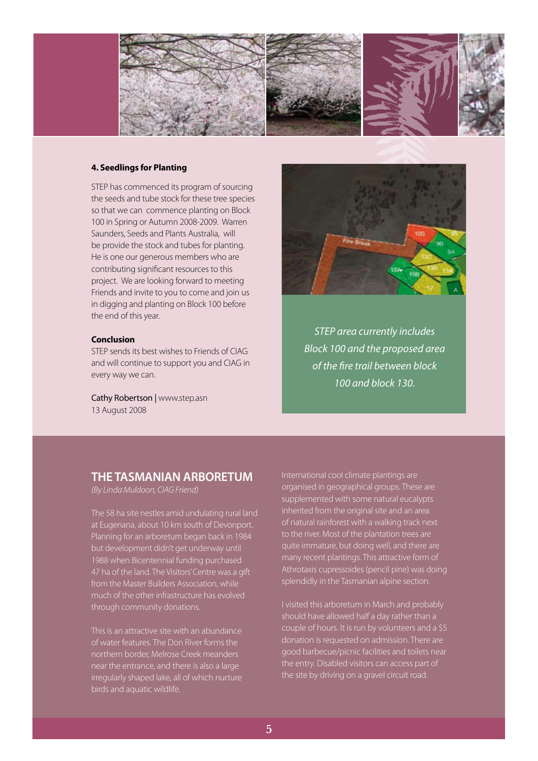### 4. Seedlings for Planting

STEP has commenced its program of sourcing the seeds and tube stock for these tree species so that we can commence planting on Block 100 in Spring or Autumn 2008-2009. Warren Saunders, Seeds and Plants Australia, will be provide the stock and tubes for planting. He is one our generous members who are contributing significant resources to this project. We are looking forward to meeting Friends and invite to you to come and join us in digging and planting on Block 100 before the end of this year.

### Conclusion

STEP sends its best wishes to Friends of CIAG and will continue to support you and CIAG in every way we can.

Cathy Robertson | www.step.asn
13 August 2008

*STEP area currently includes Block 100 and the proposed area of the fire trail between block 100 and block 130.*

## THE TASMANIAN ARBORETUM

*(By Linda Muldoon, CIAG Friend)*

The 58 ha site nestles amid undulating rural land at Eugenana, about 10 km south of Devonport. Planning for an arboretum began back in 1984 but development didn't get underway until 1988 when Bicentennial funding purchased 47 ha of the land. The Visitors' Centre was a gift from the Master Builders Association, while much of the other infrastructure has evolved through community donations.

This is an attractive site with an abundance of water features. The Don River forms the northern border, Melrose Creek meanders near the entrance, and there is also a large irregularly shaped lake, all of which nurture birds and aquatic wildlife.

International cool climate plantings are organised in geographical groups. These are supplemented with some natural eucalypts inherited from the original site and an area of natural rainforest with a walking track next to the river. Most of the plantation trees are quite immature, but doing well, and there are many recent plantings. This attractive form of Athrotaxis cupressoides (pencil pine) was doing splendidly in the Tasmanian alpine section.

I visited this arboretum in March and probably should have allowed half a day rather than a couple of hours. It is run by volunteers and a $5 donation is requested on admission. There are good barbecue/picnic facilities and toilets near the entry. Disabled visitors can access part of the site by driving on a gravel circuit road.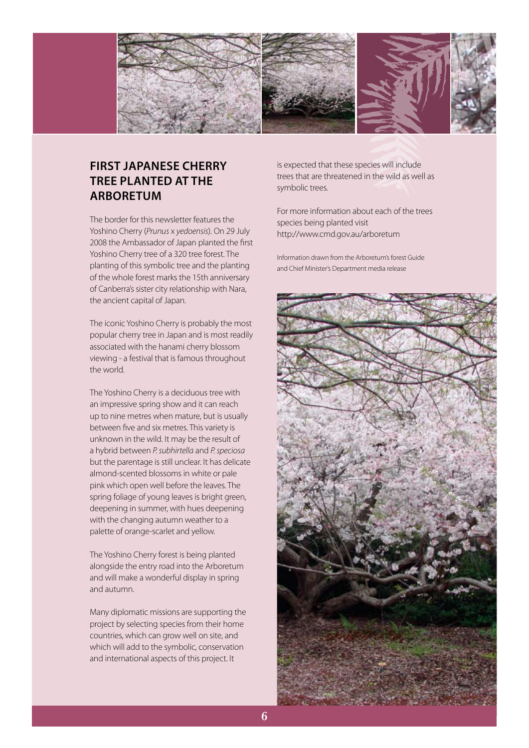## FIRST JAPANESE CHERRY TREE PLANTED AT THE ARBORETUM

The border for this newsletter features the Yoshino Cherry (*Prunus* x *yedoensis*). On 29 July 2008 the Ambassador of Japan planted the first Yoshino Cherry tree of a 320 tree forest. The planting of this symbolic tree and the planting of the whole forest marks the 15th anniversary of Canberra's sister city relationship with Nara, the ancient capital of Japan.

The iconic Yoshino Cherry is probably the most popular cherry tree in Japan and is most readily associated with the hanami cherry blossom viewing - a festival that is famous throughout the world.

The Yoshino Cherry is a deciduous tree with an impressive spring show and it can reach up to nine metres when mature, but is usually between five and six metres. This variety is unknown in the wild. It may be the result of a hybrid between *P. subhirtella* and *P. speciosa* but the parentage is still unclear. It has delicate almond-scented blossoms in white or pale pink which open well before the leaves. The spring foliage of young leaves is bright green, deepening in summer, with hues deepening with the changing autumn weather to a palette of orange-scarlet and yellow.

The Yoshino Cherry forest is being planted alongside the entry road into the Arboretum and will make a wonderful display in spring and autumn.

Many diplomatic missions are supporting the project by selecting species from their home countries, which can grow well on site, and which will add to the symbolic, conservation and international aspects of this project. It is expected that these species will include trees that are threatened in the wild as well as symbolic trees.

For more information about each of the trees species being planted visit http://www.cmd.gov.au/arboretum

Information drawn from the Arboretum's forest Guide and Chief Minister's Department media release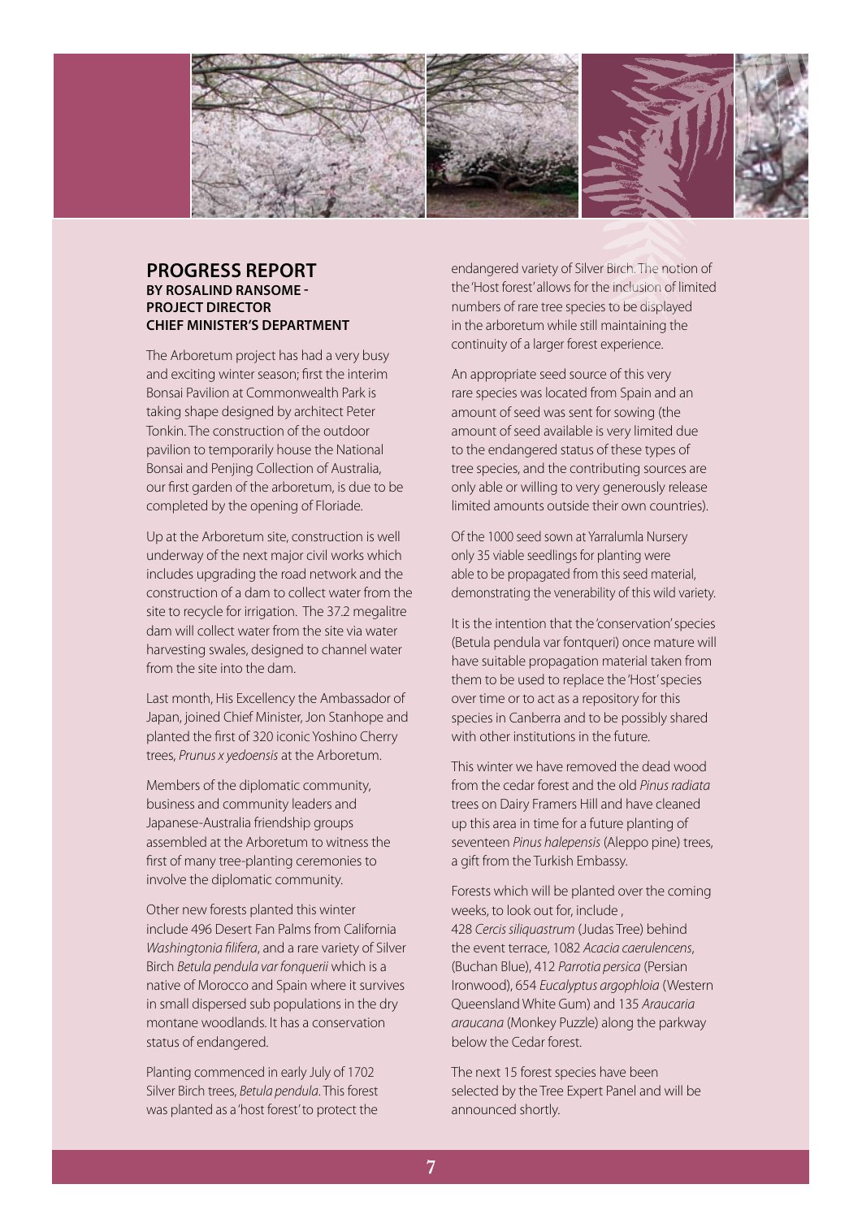## PROGRESS REPORT

**BY ROSALIND RANSOME - PROJECT DIRECTOR CHIEF MINISTER'S DEPARTMENT**

The Arboretum project has had a very busy and exciting winter season; first the interim Bonsai Pavilion at Commonwealth Park is taking shape designed by architect Peter Tonkin. The construction of the outdoor pavilion to temporarily house the National Bonsai and Penjing Collection of Australia, our first garden of the arboretum, is due to be completed by the opening of Floriade.

Up at the Arboretum site, construction is well underway of the next major civil works which includes upgrading the road network and the construction of a dam to collect water from the site to recycle for irrigation. The 37.2 megalitre dam will collect water from the site via water harvesting swales, designed to channel water from the site into the dam.

Last month, His Excellency the Ambassador of Japan, joined Chief Minister, Jon Stanhope and planted the first of 320 iconic Yoshino Cherry trees, *Prunus x yedoensis* at the Arboretum.

Members of the diplomatic community, business and community leaders and Japanese-Australia friendship groups assembled at the Arboretum to witness the first of many tree-planting ceremonies to involve the diplomatic community.

Other new forests planted this winter include 496 Desert Fan Palms from California *Washingtonia filifera*, and a rare variety of Silver Birch *Betula pendula var fonquerii* which is a native of Morocco and Spain where it survives in small dispersed sub populations in the dry montane woodlands. It has a conservation status of endangered.

Planting commenced in early July of 1702 Silver Birch trees, *Betula pendula*. This forest was planted as a 'host forest' to protect the endangered variety of Silver Birch. The notion of the 'Host forest' allows for the inclusion of limited numbers of rare tree species to be displayed in the arboretum while still maintaining the continuity of a larger forest experience.

An appropriate seed source of this very rare species was located from Spain and an amount of seed was sent for sowing (the amount of seed available is very limited due to the endangered status of these types of tree species, and the contributing sources are only able or willing to very generously release limited amounts outside their own countries).

Of the 1000 seed sown at Yarralumla Nursery only 35 viable seedlings for planting were able to be propagated from this seed material, demonstrating the venerability of this wild variety.

It is the intention that the 'conservation' species (Betula pendula var fontqueri) once mature will have suitable propagation material taken from them to be used to replace the 'Host' species over time or to act as a repository for this species in Canberra and to be possibly shared with other institutions in the future.

This winter we have removed the dead wood from the cedar forest and the old *Pinus radiata* trees on Dairy Framers Hill and have cleaned up this area in time for a future planting of seventeen *Pinus halepensis* (Aleppo pine) trees, a gift from the Turkish Embassy.

Forests which will be planted over the coming weeks, to look out for, include , 428 *Cercis siliquastrum* (Judas Tree) behind the event terrace, 1082 *Acacia caerulencens*, (Buchan Blue), 412 *Parrotia persica* (Persian Ironwood), 654 *Eucalyptus argophloia* (Western Queensland White Gum) and 135 *Araucaria araucana* (Monkey Puzzle) along the parkway below the Cedar forest.

The next 15 forest species have been selected by the Tree Expert Panel and will be announced shortly.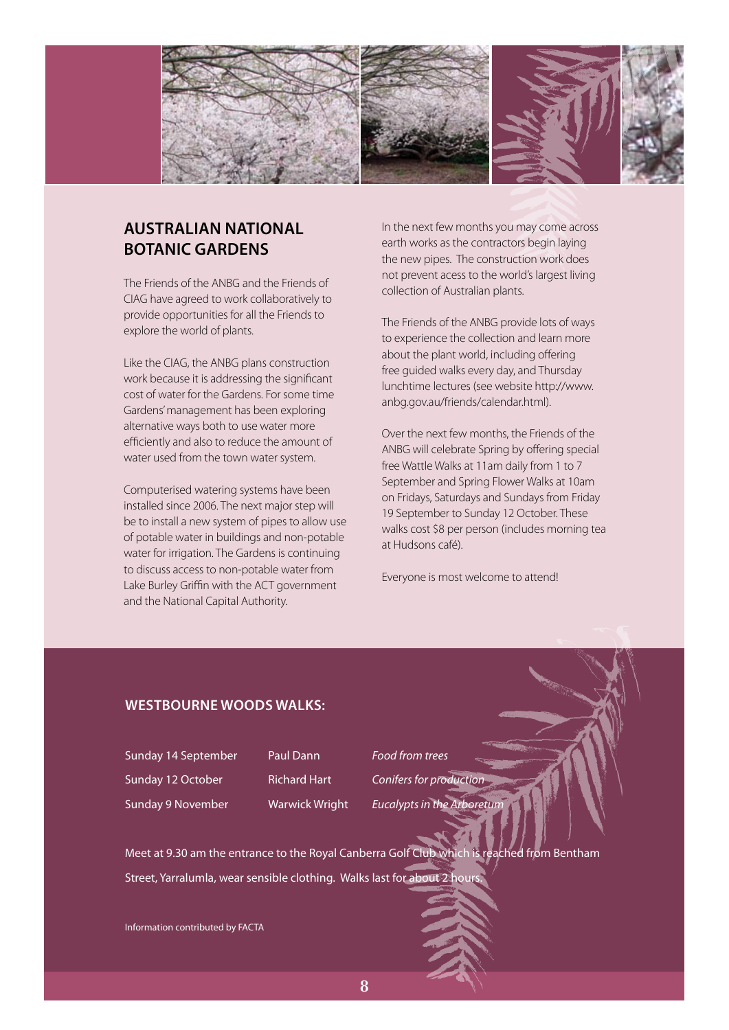## AUSTRALIAN NATIONAL BOTANIC GARDENS

The Friends of the ANBG and the Friends of CIAG have agreed to work collaboratively to provide opportunities for all the Friends to explore the world of plants.

Like the CIAG, the ANBG plans construction work because it is addressing the significant cost of water for the Gardens. For some time Gardens' management has been exploring alternative ways both to use water more efficiently and also to reduce the amount of water used from the town water system.

Computerised watering systems have been installed since 2006. The next major step will be to install a new system of pipes to allow use of potable water in buildings and non-potable water for irrigation. The Gardens is continuing to discuss access to non-potable water from Lake Burley Griffin with the ACT government and the National Capital Authority.

In the next few months you may come across earth works as the contractors begin laying the new pipes. The construction work does not prevent acess to the world's largest living collection of Australian plants.

The Friends of the ANBG provide lots of ways to experience the collection and learn more about the plant world, including offering free guided walks every day, and Thursday lunchtime lectures (see website http://www.anbg.gov.au/friends/calendar.html).

Over the next few months, the Friends of the ANBG will celebrate Spring by offering special free Wattle Walks at 11am daily from 1 to 7 September and Spring Flower Walks at 10am on Fridays, Saturdays and Sundays from Friday 19 September to Sunday 12 October. These walks cost $8 per person (includes morning tea at Hudsons café).

Everyone is most welcome to attend!

### WESTBOURNE WOODS WALKS:

| | | |
|---|---|---|
| Sunday 14 September | Paul Dann | *Food from trees* |
| Sunday 12 October | Richard Hart | *Conifers for production* |
| Sunday 9 November | Warwick Wright | *Eucalypts in the Arboretum* |

Meet at 9.30 am the entrance to the Royal Canberra Golf Club which is reached from Bentham Street, Yarralumla, wear sensible clothing. Walks last for about 2 hours.

Information contributed by FACTA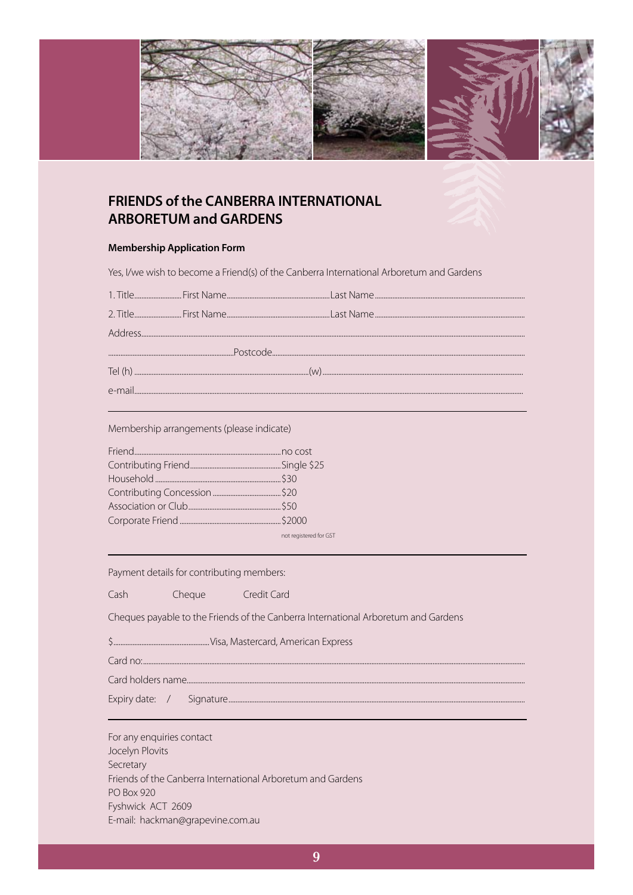## FRIENDS of the CANBERRA INTERNATIONAL ARBORETUM and GARDENS

**Membership Application Form**

Yes, I/we wish to become a Friend(s) of the Canberra International Arboretum and Gardens

1. Title.......................... First Name.......................................................... Last Name....................................................................................

2. Title.......................... First Name.......................................................... Last Name....................................................................................

Address.......................................................................................................................................................................................................

........................................................................ Postcode..........................................................................................................................

Tel (h) ........................................................................................................ (w) ...........................................................................................

e-mail.........................................................................................................................................................................................................

---

Membership arrangements (please indicate)

| | |
|---|---|
| Friend | no cost |
| Contributing Friend | Single $25 |
| Household | $30 |
| Contributing Concession | $20 |
| Association or Club | $50 |
| Corporate Friend | $2000 |

not registered for GST

---

Payment details for contributing members:

Cash Cheque Credit Card

Cheques payable to the Friends of the Canberra International Arboretum and Gardens

$....................................................... Visa, Mastercard, American Express

Card no:.......................................................................................................................................................................................................

Card holders name....................................................................................................................................................................................

Expiry date: / Signature.........................................................................................................................................................................

---

For any enquiries contact
Jocelyn Plovits
Secretary
Friends of the Canberra International Arboretum and Gardens
PO Box 920
Fyshwick ACT 2609
E-mail: hackman@grapevine.com.au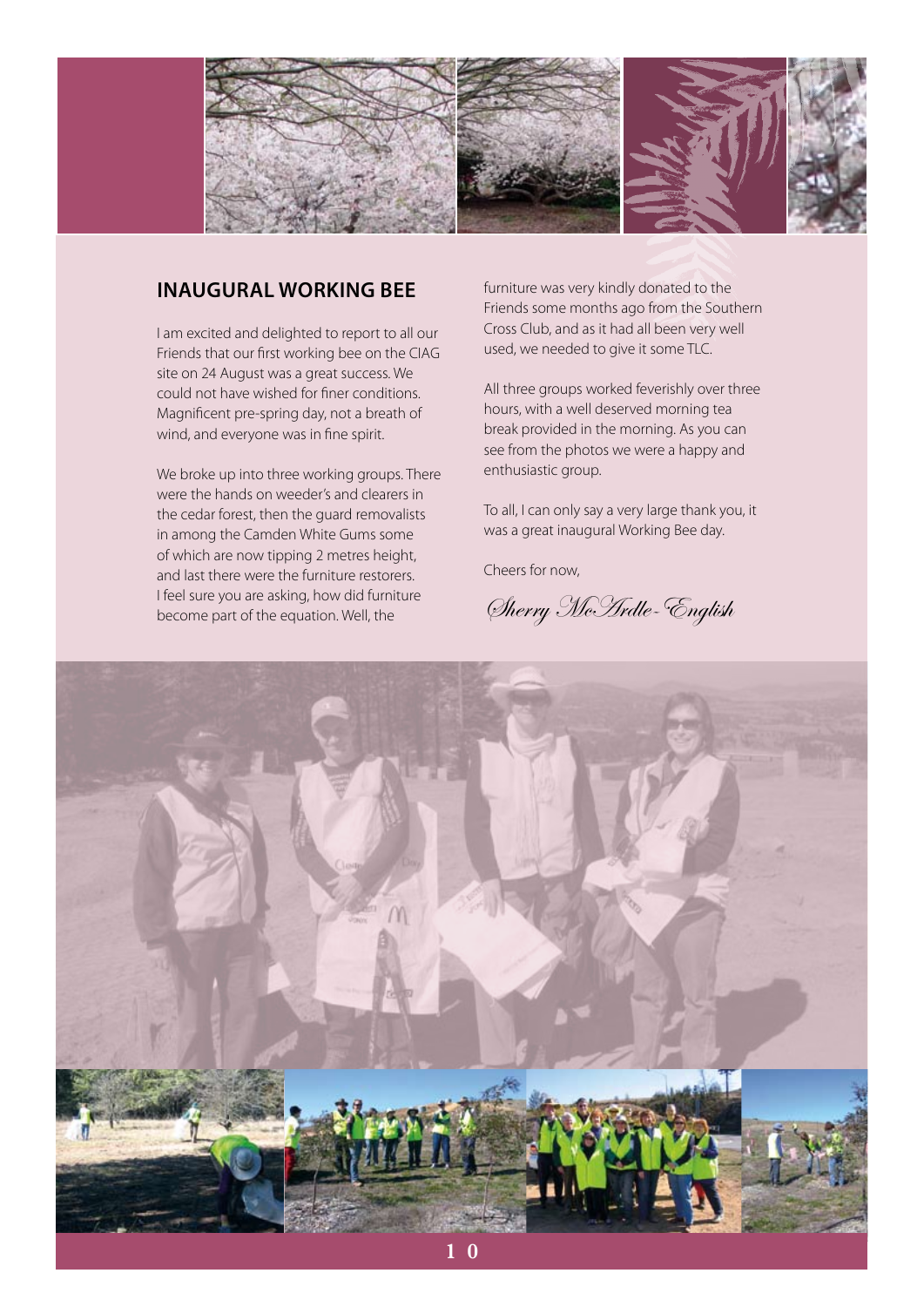## INAUGURAL WORKING BEE

I am excited and delighted to report to all our Friends that our first working bee on the CIAG site on 24 August was a great success. We could not have wished for finer conditions. Magnificent pre-spring day, not a breath of wind, and everyone was in fine spirit.

We broke up into three working groups. There were the hands on weeder's and clearers in the cedar forest, then the guard removalists in among the Camden White Gums some of which are now tipping 2 metres height, and last there were the furniture restorers. I feel sure you are asking, how did furniture become part of the equation. Well, the furniture was very kindly donated to the Friends some months ago from the Southern Cross Club, and as it had all been very well used, we needed to give it some TLC.

All three groups worked feverishly over three hours, with a well deserved morning tea break provided in the morning. As you can see from the photos we were a happy and enthusiastic group.

To all, I can only say a very large thank you, it was a great inaugural Working Bee day.

Cheers for now,

*Sherry McArdle-English*